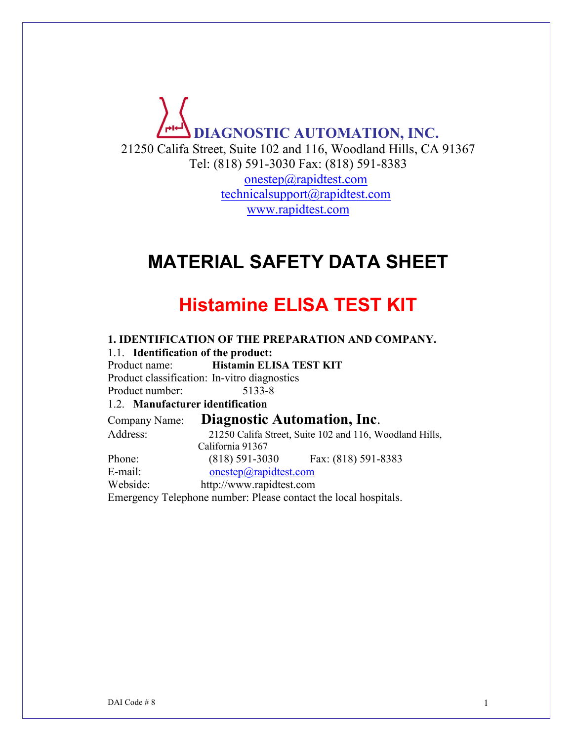# DIAGNOSTIC AUTOMATION, INC.

21250 Califa Street, Suite 102 and 116, Woodland Hills, CA 91367
Tel: (818) 591-3030 Fax: (818) 591-8383
onestep@rapidtest.com
technicalsupport@rapidtest.com
www.rapidtest.com

# MATERIAL SAFETY DATA SHEET

## Histamine ELISA TEST KIT

### 1. IDENTIFICATION OF THE PREPARATION AND COMPANY.

1.1. **Identification of the product:**

Product name: **Histamin ELISA TEST KIT**
Product classification: In-vitro diagnostics
Product number: 5133-8

1.2. **Manufacturer identification**

Company Name: **Diagnostic Automation, Inc.**
Address: 21250 Califa Street, Suite 102 and 116, Woodland Hills, California 91367
Phone: (818) 591-3030 Fax: (818) 591-8383
E-mail: onestep@rapidtest.com
Webside: http://www.rapidtest.com
Emergency Telephone number: Please contact the local hospitals.

DAI Code # 8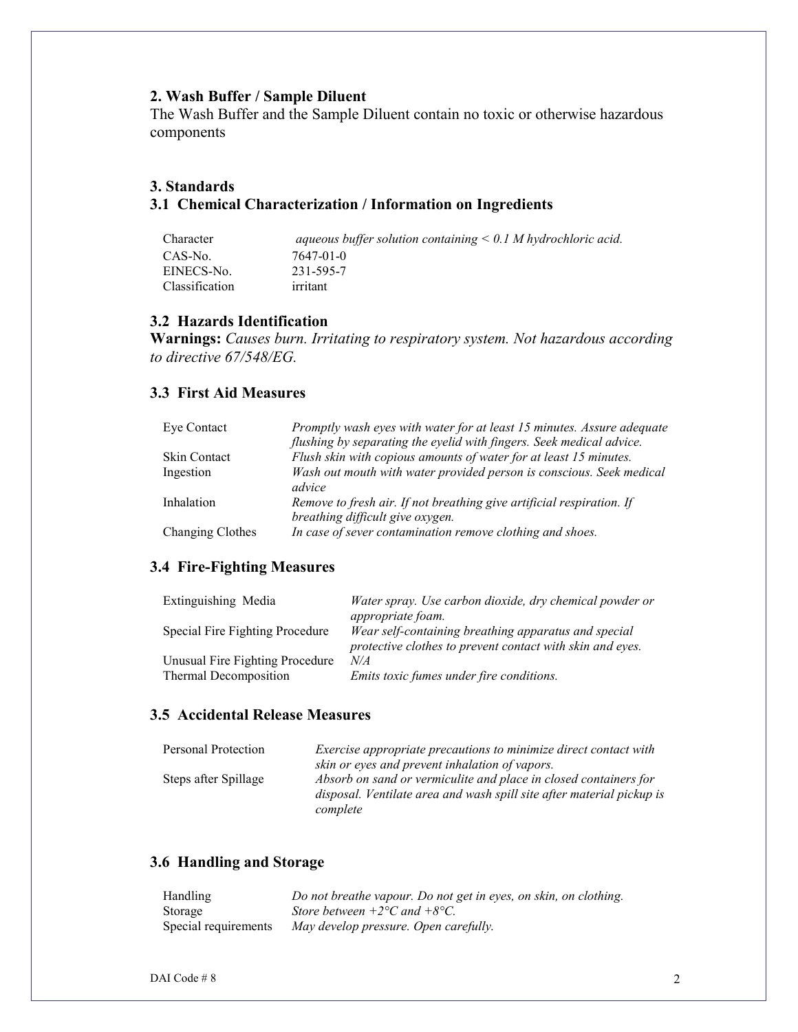## 2. Wash Buffer / Sample Diluent

The Wash Buffer and the Sample Diluent contain no toxic or otherwise hazardous components

## 3. Standards

### 3.1 Chemical Characterization / Information on Ingredients

| | |
|---|---|
| Character | *aqueous buffer solution containing < 0.1 M hydrochloric acid.* |
| CAS-No. | 7647-01-0 |
| EINECS-No. | 231-595-7 |
| Classification | irritant |

### 3.2 Hazards Identification

**Warnings:** *Causes burn. Irritating to respiratory system. Not hazardous according to directive 67/548/EG.*

### 3.3 First Aid Measures

| | |
|---|---|
| Eye Contact | *Promptly wash eyes with water for at least 15 minutes. Assure adequate flushing by separating the eyelid with fingers. Seek medical advice.* |
| Skin Contact | *Flush skin with copious amounts of water for at least 15 minutes.* |
| Ingestion | *Wash out mouth with water provided person is conscious. Seek medical advice* |
| Inhalation | *Remove to fresh air. If not breathing give artificial respiration. If breathing difficult give oxygen.* |
| Changing Clothes | *In case of sever contamination remove clothing and shoes.* |

### 3.4 Fire-Fighting Measures

| | |
|---|---|
| Extinguishing Media | *Water spray. Use carbon dioxide, dry chemical powder or appropriate foam.* |
| Special Fire Fighting Procedure | *Wear self-containing breathing apparatus and special protective clothes to prevent contact with skin and eyes.* |
| Unusual Fire Fighting Procedure | *N/A* |
| Thermal Decomposition | *Emits toxic fumes under fire conditions.* |

### 3.5 Accidental Release Measures

| | |
|---|---|
| Personal Protection | *Exercise appropriate precautions to minimize direct contact with skin or eyes and prevent inhalation of vapors.* |
| Steps after Spillage | *Absorb on sand or vermiculite and place in closed containers for disposal. Ventilate area and wash spill site after material pickup is complete* |

### 3.6 Handling and Storage

| | |
|---|---|
| Handling | *Do not breathe vapour. Do not get in eyes, on skin, on clothing.* |
| Storage | *Store between +2°C and +8°C.* |
| Special requirements | *May develop pressure. Open carefully.* |

DAI Code # 8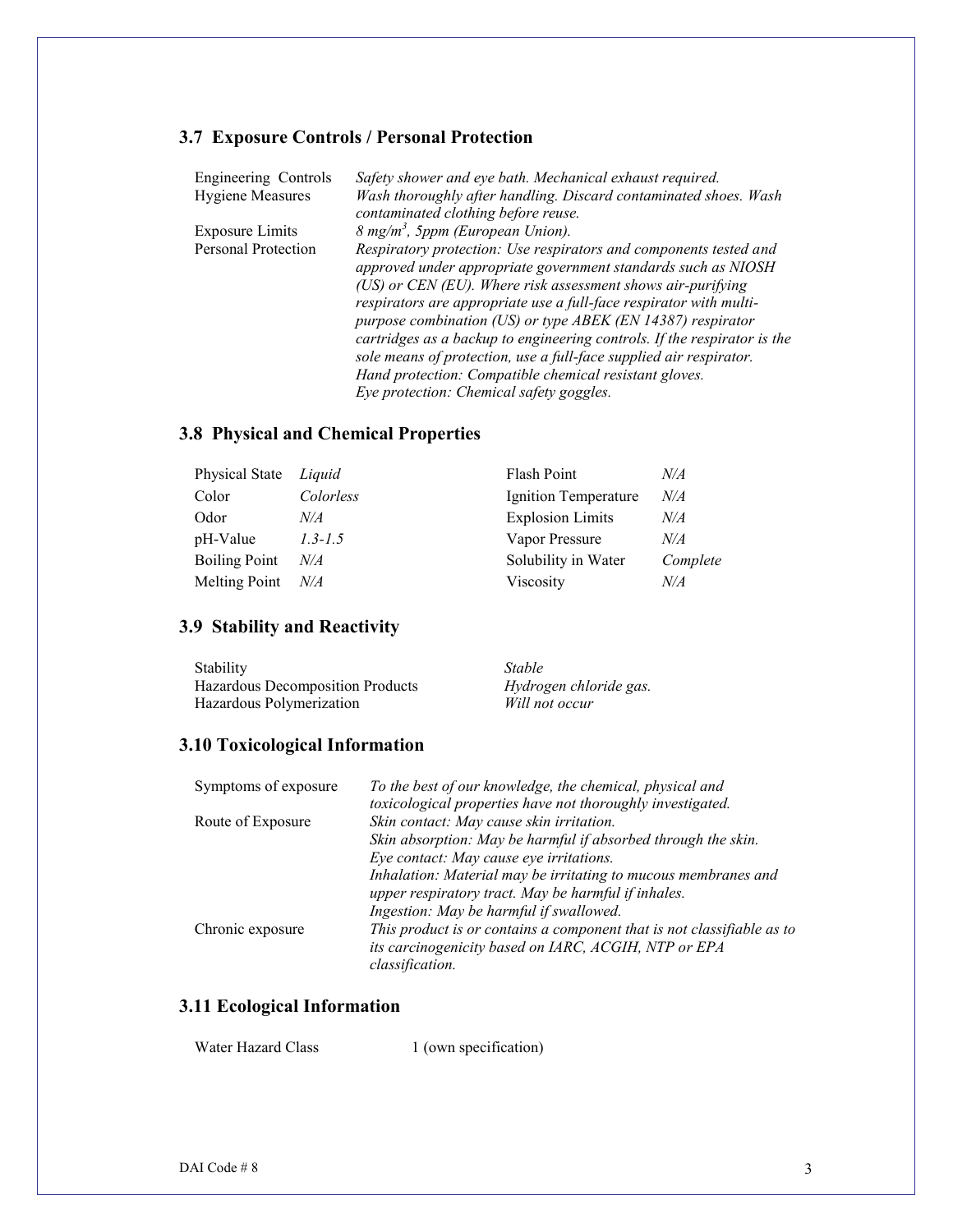## 3.7 Exposure Controls / Personal Protection

| | |
|---|---|
| Engineering Controls | *Safety shower and eye bath. Mechanical exhaust required.* |
| Hygiene Measures | *Wash thoroughly after handling. Discard contaminated shoes. Wash contaminated clothing before reuse.* |
| Exposure Limits | *8 mg/m$^3$, 5ppm (European Union).* |
| Personal Protection | *Respiratory protection: Use respirators and components tested and approved under appropriate government standards such as NIOSH (US) or CEN (EU). Where risk assessment shows air-purifying respirators are appropriate use a full-face respirator with multi-purpose combination (US) or type ABEK (EN 14387) respirator cartridges as a backup to engineering controls. If the respirator is the sole means of protection, use a full-face supplied air respirator.*<br>*Hand protection: Compatible chemical resistant gloves.*<br>*Eye protection: Chemical safety goggles.* |

## 3.8 Physical and Chemical Properties

| | | | |
|---|---|---|---|
| Physical State | *Liquid* | Flash Point | *N/A* |
| Color | *Colorless* | Ignition Temperature | *N/A* |
| Odor | *N/A* | Explosion Limits | *N/A* |
| pH-Value | *1.3-1.5* | Vapor Pressure | *N/A* |
| Boiling Point | *N/A* | Solubility in Water | *Complete* |
| Melting Point | *N/A* | Viscosity | *N/A* |

## 3.9 Stability and Reactivity

| | |
|---|---|
| Stability | *Stable* |
| Hazardous Decomposition Products | *Hydrogen chloride gas.* |
| Hazardous Polymerization | *Will not occur* |

## 3.10 Toxicological Information

| | |
|---|---|
| Symptoms of exposure | *To the best of our knowledge, the chemical, physical and toxicological properties have not thoroughly investigated.* |
| Route of Exposure | *Skin contact: May cause skin irritation.*<br>*Skin absorption: May be harmful if absorbed through the skin.*<br>*Eye contact: May cause eye irritations.*<br>*Inhalation: Material may be irritating to mucous membranes and upper respiratory tract. May be harmful if inhales.*<br>*Ingestion: May be harmful if swallowed.* |
| Chronic exposure | *This product is or contains a component that is not classifiable as to its carcinogenicity based on IARC, ACGIH, NTP or EPA classification.* |

## 3.11 Ecological Information

| | |
|---|---|
| Water Hazard Class | 1 (own specification) |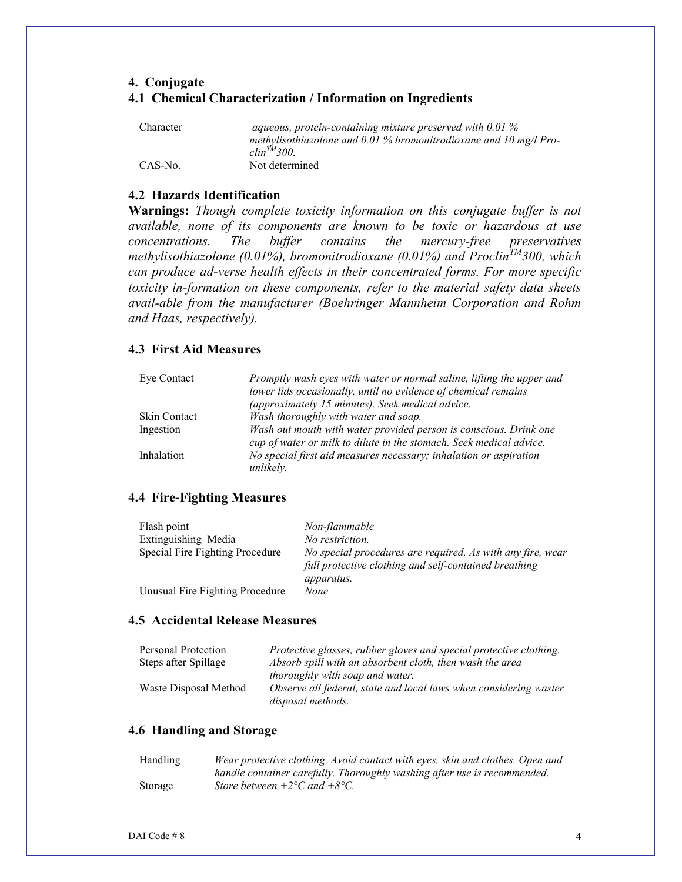## 4. Conjugate

### 4.1 Chemical Characterization / Information on Ingredients

| | |
|---|---|
| Character | *aqueous, protein-containing mixture preserved with 0.01 % methylisothiazolone and 0.01 % bromonitrodioxane and 10 mg/l Pro-clin™300.* |
| CAS-No. | Not determined |

### 4.2 Hazards Identification

**Warnings:** *Though complete toxicity information on this conjugate buffer is not available, none of its components are known to be toxic or hazardous at use concentrations. The buffer contains the mercury-free preservatives methylisothiazolone (0.01%), bromonitrodioxane (0.01%) and Proclin™300, which can produce ad-verse health effects in their concentrated forms. For more specific toxicity in-formation on these components, refer to the material safety data sheets avail-able from the manufacturer (Boehringer Mannheim Corporation and Rohm and Haas, respectively).*

### 4.3 First Aid Measures

| | |
|---|---|
| Eye Contact | *Promptly wash eyes with water or normal saline, lifting the upper and lower lids occasionally, until no evidence of chemical remains (approximately 15 minutes). Seek medical advice.* |
| Skin Contact | *Wash thoroughly with water and soap.* |
| Ingestion | *Wash out mouth with water provided person is conscious. Drink one cup of water or milk to dilute in the stomach. Seek medical advice.* |
| Inhalation | *No special first aid measures necessary; inhalation or aspiration unlikely.* |

### 4.4 Fire-Fighting Measures

| | |
|---|---|
| Flash point | *Non-flammable* |
| Extinguishing Media | *No restriction.* |
| Special Fire Fighting Procedure | *No special procedures are required. As with any fire, wear full protective clothing and self-contained breathing apparatus.* |
| Unusual Fire Fighting Procedure | *None* |

### 4.5 Accidental Release Measures

| | |
|---|---|
| Personal Protection | *Protective glasses, rubber gloves and special protective clothing.* |
| Steps after Spillage | *Absorb spill with an absorbent cloth, then wash the area thoroughly with soap and water.* |
| Waste Disposal Method | *Observe all federal, state and local laws when considering waster disposal methods.* |

### 4.6 Handling and Storage

| | |
|---|---|
| Handling | *Wear protective clothing. Avoid contact with eyes, skin and clothes. Open and handle container carefully. Thoroughly washing after use is recommended.* |
| Storage | *Store between +2°C and +8°C.* |

DAI Code # 8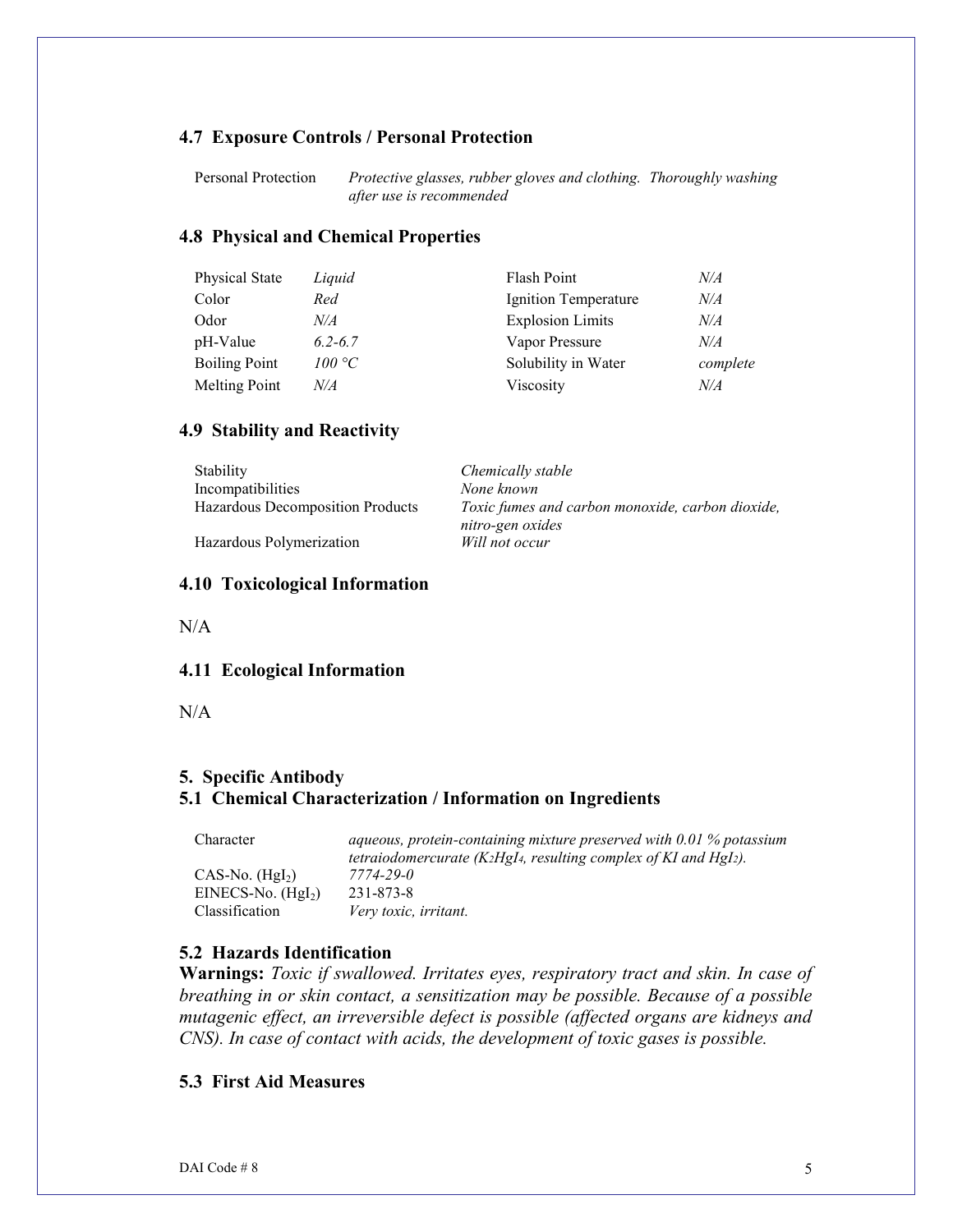### 4.7 Exposure Controls / Personal Protection

| | |
|---|---|
| Personal Protection | *Protective glasses, rubber gloves and clothing. Thoroughly washing after use is recommended* |

### 4.8 Physical and Chemical Properties

| | | | |
|---|---|---|---|
| Physical State | *Liquid* | Flash Point | *N/A* |
| Color | *Red* | Ignition Temperature | *N/A* |
| Odor | *N/A* | Explosion Limits | *N/A* |
| pH-Value | *6.2-6.7* | Vapor Pressure | *N/A* |
| Boiling Point | *100 °C* | Solubility in Water | *complete* |
| Melting Point | *N/A* | Viscosity | *N/A* |

### 4.9 Stability and Reactivity

| | |
|---|---|
| Stability | *Chemically stable* |
| Incompatibilities | *None known* |
| Hazardous Decomposition Products | *Toxic fumes and carbon monoxide, carbon dioxide, nitro-gen oxides* |
| Hazardous Polymerization | *Will not occur* |

### 4.10 Toxicological Information

N/A

### 4.11 Ecological Information

N/A

## 5. Specific Antibody

### 5.1 Chemical Characterization / Information on Ingredients

| | |
|---|---|
| Character | *aqueous, protein-containing mixture preserved with 0.01 % potassium tetraiodomercurate ($K_2HgI_4$, resulting complex of KI and $HgI_2$).* |
| CAS-No. ($HgI_2$) | *7774-29-0* |
| EINECS-No. ($HgI_2$) | 231-873-8 |
| Classification | *Very toxic, irritant.* |

### 5.2 Hazards Identification

**Warnings:** *Toxic if swallowed. Irritates eyes, respiratory tract and skin. In case of breathing in or skin contact, a sensitization may be possible. Because of a possible mutagenic effect, an irreversible defect is possible (affected organs are kidneys and CNS). In case of contact with acids, the development of toxic gases is possible.*

### 5.3 First Aid Measures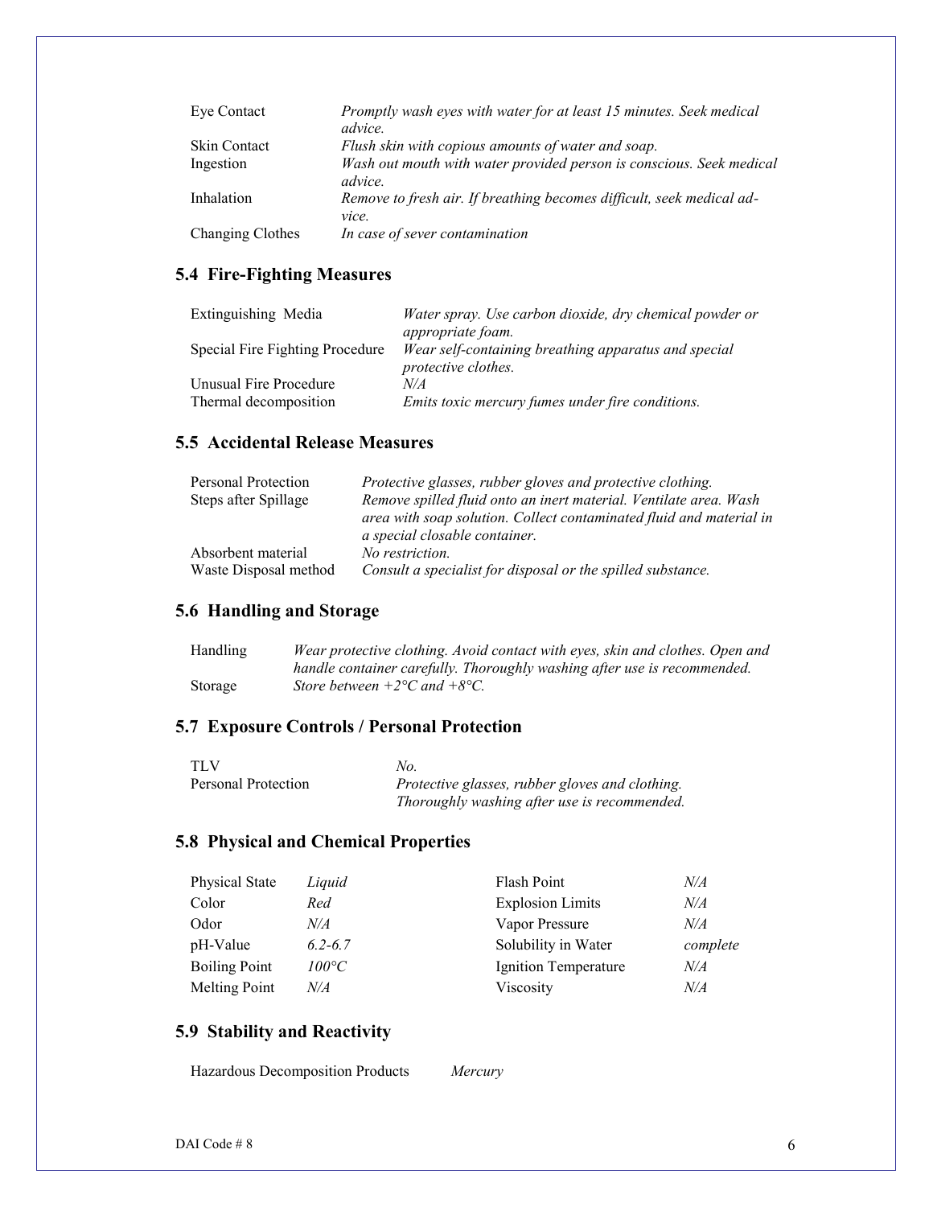| | |
|---|---|
| Eye Contact | *Promptly wash eyes with water for at least 15 minutes. Seek medical advice.* |
| Skin Contact | *Flush skin with copious amounts of water and soap.* |
| Ingestion | *Wash out mouth with water provided person is conscious. Seek medical advice.* |
| Inhalation | *Remove to fresh air. If breathing becomes difficult, seek medical advice.* |
| Changing Clothes | *In case of sever contamination* |

## 5.4 Fire-Fighting Measures

| | |
|---|---|
| Extinguishing Media | *Water spray. Use carbon dioxide, dry chemical powder or appropriate foam.* |
| Special Fire Fighting Procedure | *Wear self-containing breathing apparatus and special protective clothes.* |
| Unusual Fire Procedure | *N/A* |
| Thermal decomposition | *Emits toxic mercury fumes under fire conditions.* |

## 5.5 Accidental Release Measures

| | |
|---|---|
| Personal Protection | *Protective glasses, rubber gloves and protective clothing.* |
| Steps after Spillage | *Remove spilled fluid onto an inert material. Ventilate area. Wash area with soap solution. Collect contaminated fluid and material in a special closable container.* |
| Absorbent material | *No restriction.* |
| Waste Disposal method | *Consult a specialist for disposal or the spilled substance.* |

## 5.6 Handling and Storage

| | |
|---|---|
| Handling | *Wear protective clothing. Avoid contact with eyes, skin and clothes. Open and handle container carefully. Thoroughly washing after use is recommended.* |
| Storage | *Store between +2°C and +8°C.* |

## 5.7 Exposure Controls / Personal Protection

| | |
|---|---|
| TLV | *No.* |
| Personal Protection | *Protective glasses, rubber gloves and clothing. Thoroughly washing after use is recommended.* |

## 5.8 Physical and Chemical Properties

| | | | |
|---|---|---|---|
| Physical State | *Liquid* | Flash Point | *N/A* |
| Color | *Red* | Explosion Limits | *N/A* |
| Odor | *N/A* | Vapor Pressure | *N/A* |
| pH-Value | *6.2-6.7* | Solubility in Water | *complete* |
| Boiling Point | *100°C* | Ignition Temperature | *N/A* |
| Melting Point | *N/A* | Viscosity | *N/A* |

## 5.9 Stability and Reactivity

| | |
|---|---|
| Hazardous Decomposition Products | *Mercury* |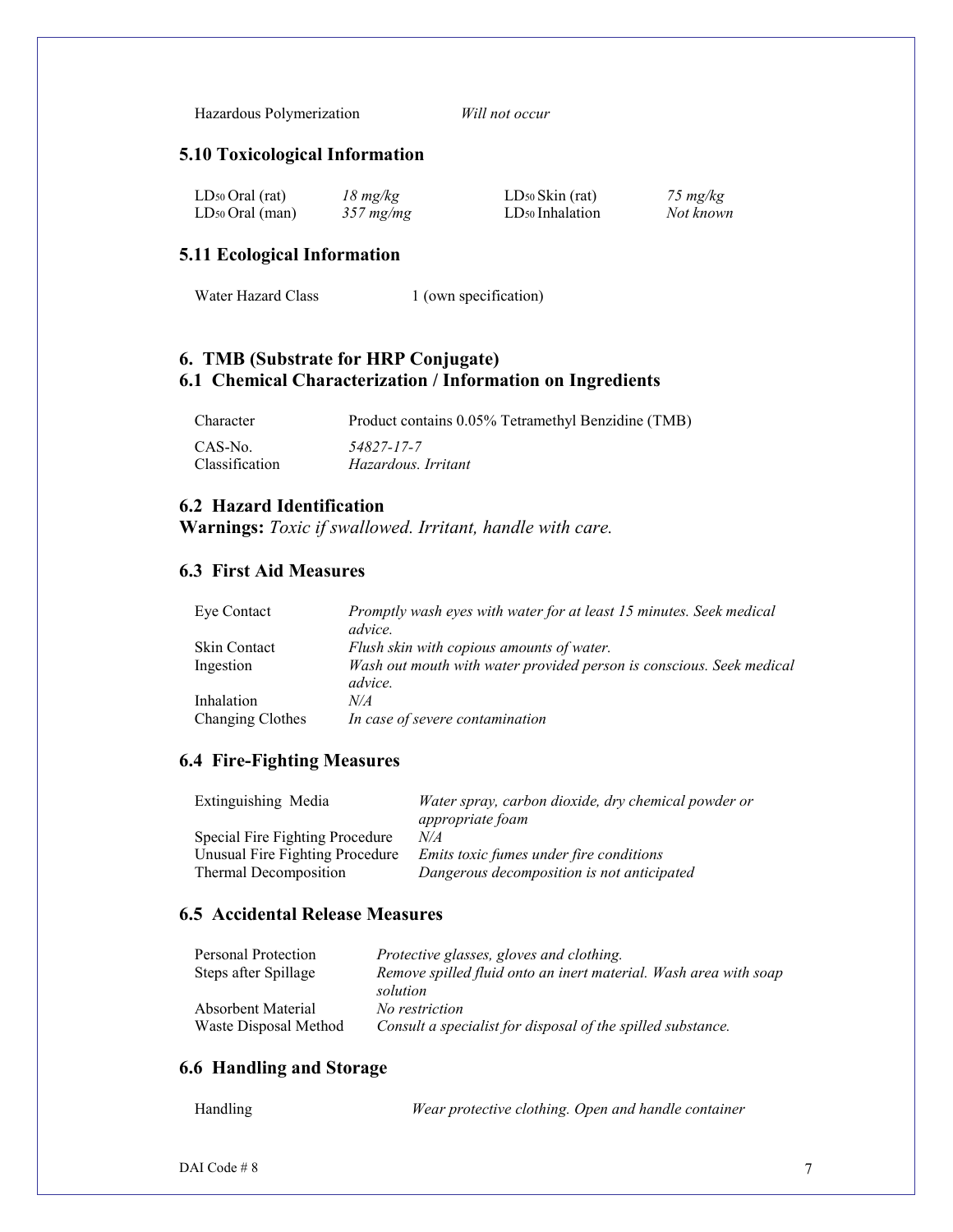| Hazardous Polymerization | *Will not occur* |
|---|---|

## 5.10 Toxicological Information

| | | | |
|---|---|---|---|
| $LD_{50}$ Oral (rat) | *18 mg/kg* | $LD_{50}$ Skin (rat) | *75 mg/kg* |
| $LD_{50}$ Oral (man) | *357 mg/mg* | $LD_{50}$ Inhalation | *Not known* |

## 5.11 Ecological Information

| Water Hazard Class | 1 (own specification) |
|---|---|

## 6. TMB (Substrate for HRP Conjugate)

## 6.1 Chemical Characterization / Information on Ingredients

| | |
|---|---|
| Character | Product contains 0.05% Tetramethyl Benzidine (TMB) |
| CAS-No. | *54827-17-7* |
| Classification | *Hazardous. Irritant* |

## 6.2 Hazard Identification

**Warnings:** *Toxic if swallowed. Irritant, handle with care.*

## 6.3 First Aid Measures

| | |
|---|---|
| Eye Contact | *Promptly wash eyes with water for at least 15 minutes. Seek medical advice.* |
| Skin Contact | *Flush skin with copious amounts of water.* |
| Ingestion | *Wash out mouth with water provided person is conscious. Seek medical advice.* |
| Inhalation | *N/A* |
| Changing Clothes | *In case of severe contamination* |

## 6.4 Fire-Fighting Measures

| | |
|---|---|
| Extinguishing Media | *Water spray, carbon dioxide, dry chemical powder or appropriate foam* |
| Special Fire Fighting Procedure | *N/A* |
| Unusual Fire Fighting Procedure | *Emits toxic fumes under fire conditions* |
| Thermal Decomposition | *Dangerous decomposition is not anticipated* |

## 6.5 Accidental Release Measures

| | |
|---|---|
| Personal Protection | *Protective glasses, gloves and clothing.* |
| Steps after Spillage | *Remove spilled fluid onto an inert material. Wash area with soap solution* |
| Absorbent Material | *No restriction* |
| Waste Disposal Method | *Consult a specialist for disposal of the spilled substance.* |

## 6.6 Handling and Storage

| Handling | *Wear protective clothing. Open and handle container* |
|---|---|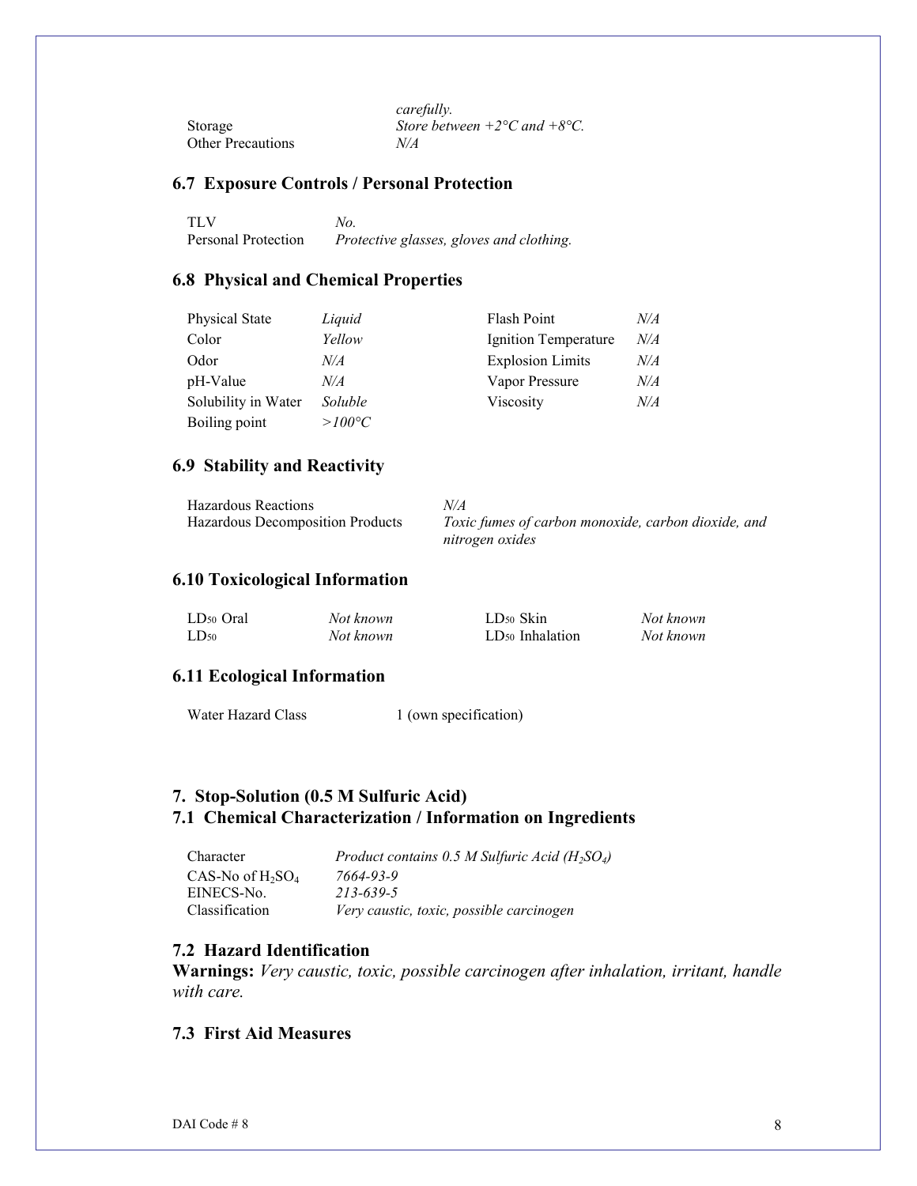| | |
|---|---|
| | *carefully.* |
| Storage | *Store between +2°C and +8°C.* |
| Other Precautions | *N/A* |

## 6.7 Exposure Controls / Personal Protection

| | |
|---|---|
| TLV | *No.* |
| Personal Protection | *Protective glasses, gloves and clothing.* |

## 6.8 Physical and Chemical Properties

| | | | |
|---|---|---|---|
| Physical State | *Liquid* | Flash Point | *N/A* |
| Color | *Yellow* | Ignition Temperature | *N/A* |
| Odor | *N/A* | Explosion Limits | *N/A* |
| pH-Value | *N/A* | Vapor Pressure | *N/A* |
| Solubility in Water | *Soluble* | Viscosity | *N/A* |
| Boiling point | *>100°C* | | |

## 6.9 Stability and Reactivity

| | |
|---|---|
| Hazardous Reactions | *N/A* |
| Hazardous Decomposition Products | *Toxic fumes of carbon monoxide, carbon dioxide, and nitrogen oxides* |

## 6.10 Toxicological Information

| | | | |
|---|---|---|---|
| $LD_{50}$ Oral | *Not known* | $LD_{50}$ Skin | *Not known* |
| $LD_{50}$ | *Not known* | $LD_{50}$ Inhalation | *Not known* |

## 6.11 Ecological Information

| | |
|---|---|
| Water Hazard Class | 1 (own specification) |

## 7. Stop-Solution (0.5 M Sulfuric Acid)

## 7.1 Chemical Characterization / Information on Ingredients

| | |
|---|---|
| Character | *Product contains 0.5 M Sulfuric Acid ($H_2SO_4$)* |
| CAS-No of $H_2SO_4$ | *7664-93-9* |
| EINECS-No. | *213-639-5* |
| Classification | *Very caustic, toxic, possible carcinogen* |

## 7.2 Hazard Identification

**Warnings:** *Very caustic, toxic, possible carcinogen after inhalation, irritant, handle with care.*

## 7.3 First Aid Measures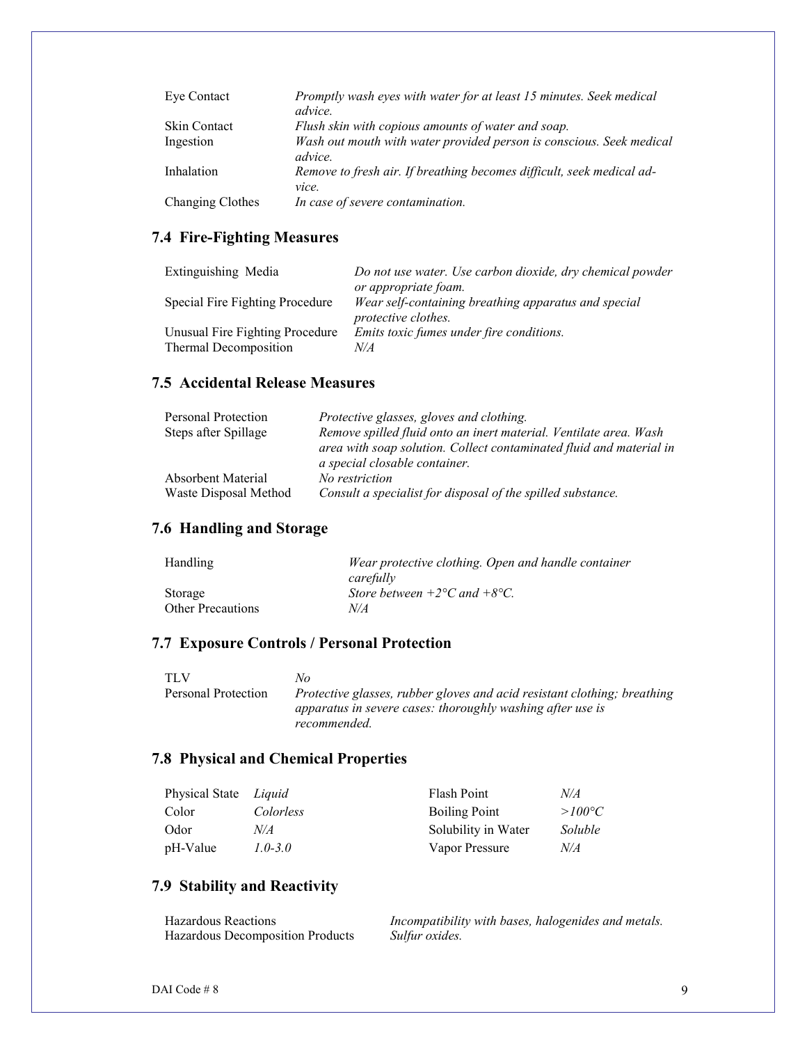| | |
|---|---|
| Eye Contact | *Promptly wash eyes with water for at least 15 minutes. Seek medical advice.* |
| Skin Contact | *Flush skin with copious amounts of water and soap.* |
| Ingestion | *Wash out mouth with water provided person is conscious. Seek medical advice.* |
| Inhalation | *Remove to fresh air. If breathing becomes difficult, seek medical advice.* |
| Changing Clothes | *In case of severe contamination.* |

## 7.4 Fire-Fighting Measures

| | |
|---|---|
| Extinguishing Media | *Do not use water. Use carbon dioxide, dry chemical powder or appropriate foam.* |
| Special Fire Fighting Procedure | *Wear self-containing breathing apparatus and special protective clothes.* |
| Unusual Fire Fighting Procedure | *Emits toxic fumes under fire conditions.* |
| Thermal Decomposition | *N/A* |

## 7.5 Accidental Release Measures

| | |
|---|---|
| Personal Protection | *Protective glasses, gloves and clothing.* |
| Steps after Spillage | *Remove spilled fluid onto an inert material. Ventilate area. Wash area with soap solution. Collect contaminated fluid and material in a special closable container.* |
| Absorbent Material | *No restriction* |
| Waste Disposal Method | *Consult a specialist for disposal of the spilled substance.* |

## 7.6 Handling and Storage

| | |
|---|---|
| Handling | *Wear protective clothing. Open and handle container carefully* |
| Storage | *Store between +2°C and +8°C.* |
| Other Precautions | *N/A* |

## 7.7 Exposure Controls / Personal Protection

| | |
|---|---|
| TLV | *No* |
| Personal Protection | *Protective glasses, rubber gloves and acid resistant clothing; breathing apparatus in severe cases: thoroughly washing after use is recommended.* |

## 7.8 Physical and Chemical Properties

| | | | |
|---|---|---|---|
| Physical State | *Liquid* | Flash Point | *N/A* |
| Color | *Colorless* | Boiling Point | *>100°C* |
| Odor | *N/A* | Solubility in Water | *Soluble* |
| pH-Value | *1.0-3.0* | Vapor Pressure | *N/A* |

## 7.9 Stability and Reactivity

| | |
|---|---|
| Hazardous Reactions | *Incompatibility with bases, halogenides and metals.* |
| Hazardous Decomposition Products | *Sulfur oxides.* |

DAI Code # 8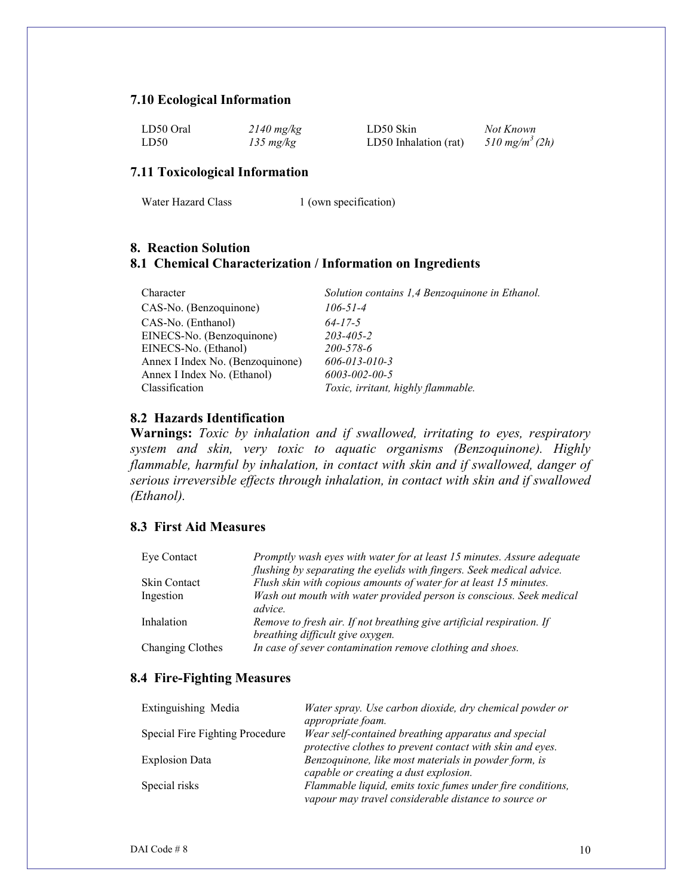### 7.10 Ecological Information

| | | | |
|---|---|---|---|
| LD50 Oral | *2140 mg/kg* | LD50 Skin | *Not Known* |
| LD50 | *135 mg/kg* | LD50 Inhalation (rat) | *510 mg/m$^3$ (2h)* |

### 7.11 Toxicological Information

| | |
|---|---|
| Water Hazard Class | 1 (own specification) |

## 8. Reaction Solution

### 8.1 Chemical Characterization / Information on Ingredients

| | |
|---|---|
| Character | *Solution contains 1,4 Benzoquinone in Ethanol.* |
| CAS-No. (Benzoquinone) | *106-51-4* |
| CAS-No. (Enthanol) | *64-17-5* |
| EINECS-No. (Benzoquinone) | *203-405-2* |
| EINECS-No. (Ethanol) | *200-578-6* |
| Annex I Index No. (Benzoquinone) | *606-013-010-3* |
| Annex I Index No. (Ethanol) | *6003-002-00-5* |
| Classification | *Toxic, irritant, highly flammable.* |

### 8.2 Hazards Identification

**Warnings:** *Toxic by inhalation and if swallowed, irritating to eyes, respiratory system and skin, very toxic to aquatic organisms (Benzoquinone). Highly flammable, harmful by inhalation, in contact with skin and if swallowed, danger of serious irreversible effects through inhalation, in contact with skin and if swallowed (Ethanol).*

### 8.3 First Aid Measures

| | |
|---|---|
| Eye Contact | *Promptly wash eyes with water for at least 15 minutes. Assure adequate flushing by separating the eyelids with fingers. Seek medical advice.* |
| Skin Contact | *Flush skin with copious amounts of water for at least 15 minutes.* |
| Ingestion | *Wash out mouth with water provided person is conscious. Seek medical advice.* |
| Inhalation | *Remove to fresh air. If not breathing give artificial respiration. If breathing difficult give oxygen.* |
| Changing Clothes | *In case of sever contamination remove clothing and shoes.* |

### 8.4 Fire-Fighting Measures

| | |
|---|---|
| Extinguishing Media | *Water spray. Use carbon dioxide, dry chemical powder or appropriate foam.* |
| Special Fire Fighting Procedure | *Wear self-contained breathing apparatus and special protective clothes to prevent contact with skin and eyes.* |
| Explosion Data | *Benzoquinone, like most materials in powder form, is capable or creating a dust explosion.* |
| Special risks | *Flammable liquid, emits toxic fumes under fire conditions, vapour may travel considerable distance to source or* |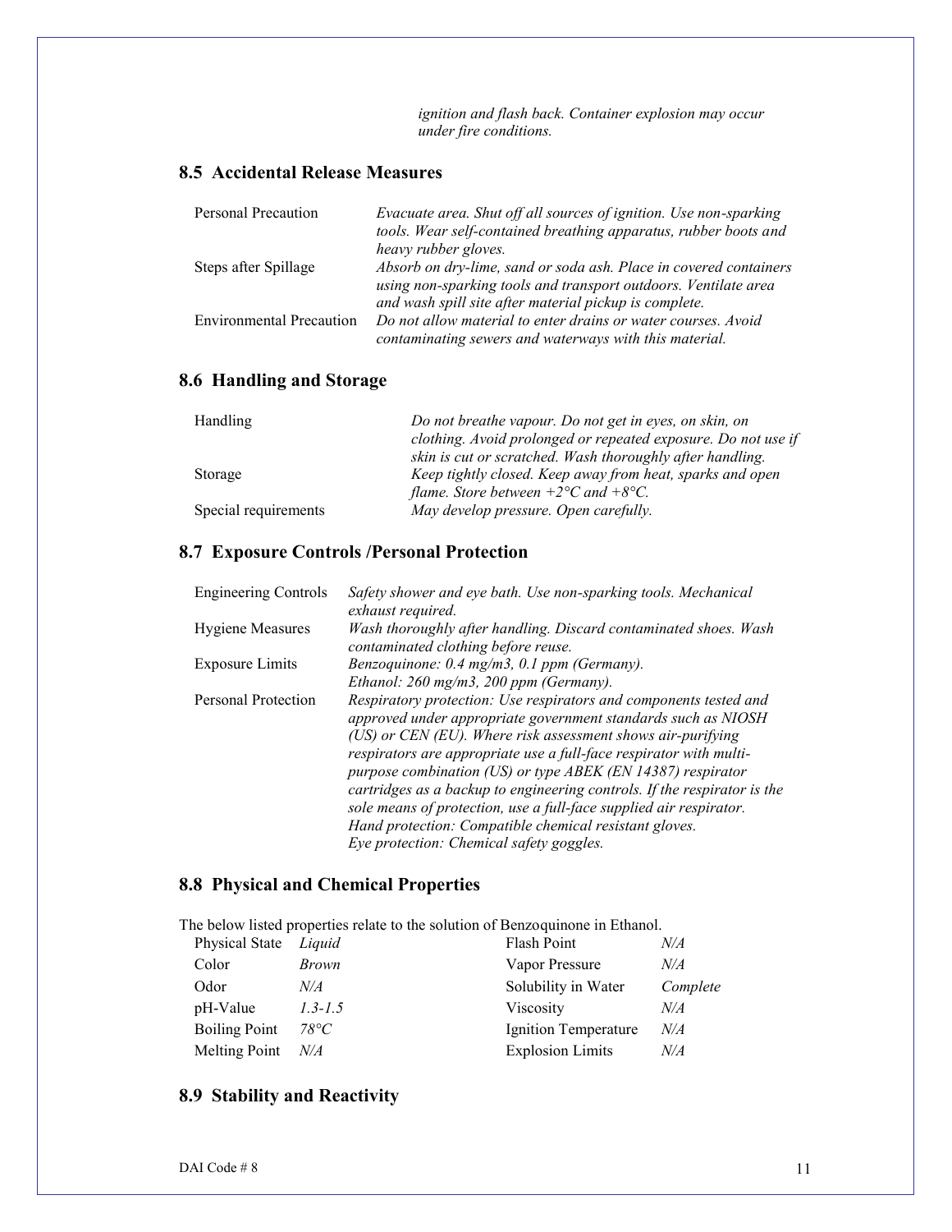*ignition and flash back. Container explosion may occur under fire conditions.*

## 8.5 Accidental Release Measures

| | |
|---|---|
| Personal Precaution | *Evacuate area. Shut off all sources of ignition. Use non-sparking tools. Wear self-contained breathing apparatus, rubber boots and heavy rubber gloves.* |
| Steps after Spillage | *Absorb on dry-lime, sand or soda ash. Place in covered containers using non-sparking tools and transport outdoors. Ventilate area and wash spill site after material pickup is complete.* |
| Environmental Precaution | *Do not allow material to enter drains or water courses. Avoid contaminating sewers and waterways with this material.* |

## 8.6 Handling and Storage

| | |
|---|---|
| Handling | *Do not breathe vapour. Do not get in eyes, on skin, on clothing. Avoid prolonged or repeated exposure. Do not use if skin is cut or scratched. Wash thoroughly after handling.* |
| Storage | *Keep tightly closed. Keep away from heat, sparks and open flame. Store between +2°C and +8°C.* |
| Special requirements | *May develop pressure. Open carefully.* |

## 8.7 Exposure Controls /Personal Protection

| | |
|---|---|
| Engineering Controls | *Safety shower and eye bath. Use non-sparking tools. Mechanical exhaust required.* |
| Hygiene Measures | *Wash thoroughly after handling. Discard contaminated shoes. Wash contaminated clothing before reuse.* |
| Exposure Limits | *Benzoquinone: 0.4 mg/m3, 0.1 ppm (Germany).* *Ethanol: 260 mg/m3, 200 ppm (Germany).* |
| Personal Protection | *Respiratory protection: Use respirators and components tested and approved under appropriate government standards such as NIOSH (US) or CEN (EU). Where risk assessment shows air-purifying respirators are appropriate use a full-face respirator with multi-purpose combination (US) or type ABEK (EN 14387) respirator cartridges as a backup to engineering controls. If the respirator is the sole means of protection, use a full-face supplied air respirator.* *Hand protection: Compatible chemical resistant gloves.* *Eye protection: Chemical safety goggles.* |

## 8.8 Physical and Chemical Properties

The below listed properties relate to the solution of Benzoquinone in Ethanol.

| | | | |
|---|---|---|---|
| Physical State | *Liquid* | Flash Point | *N/A* |
| Color | *Brown* | Vapor Pressure | *N/A* |
| Odor | *N/A* | Solubility in Water | *Complete* |
| pH-Value | *1.3-1.5* | Viscosity | *N/A* |
| Boiling Point | *78°C* | Ignition Temperature | *N/A* |
| Melting Point | *N/A* | Explosion Limits | *N/A* |

## 8.9 Stability and Reactivity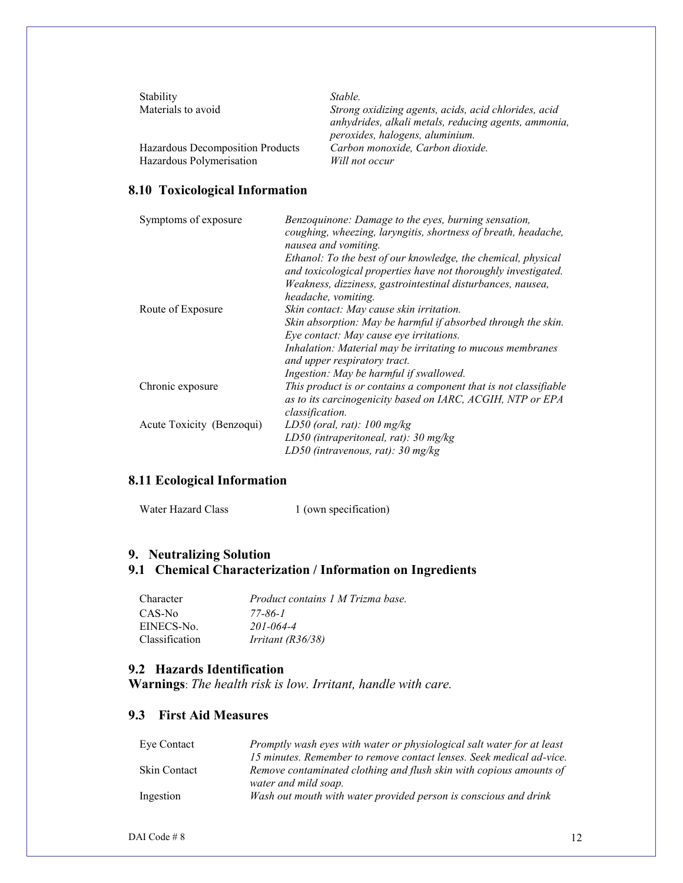| | |
|---|---|
| Stability | *Stable.* |
| Materials to avoid | *Strong oxidizing agents, acids, acid chlorides, acid anhydrides, alkali metals, reducing agents, ammonia, peroxides, halogens, aluminium.* |
| Hazardous Decomposition Products | *Carbon monoxide, Carbon dioxide.* |
| Hazardous Polymerisation | *Will not occur* |

## 8.10 Toxicological Information

| | |
|---|---|
| Symptoms of exposure | *Benzoquinone: Damage to the eyes, burning sensation, coughing, wheezing, laryngitis, shortness of breath, headache, nausea and vomiting.* *Ethanol: To the best of our knowledge, the chemical, physical and toxicological properties have not thoroughly investigated. Weakness, dizziness, gastrointestinal disturbances, nausea, headache, vomiting.* |
| Route of Exposure | *Skin contact: May cause skin irritation.* *Skin absorption: May be harmful if absorbed through the skin.* *Eye contact: May cause eye irritations.* *Inhalation: Material may be irritating to mucous membranes and upper respiratory tract.* *Ingestion: May be harmful if swallowed.* |
| Chronic exposure | *This product is or contains a component that is not classifiable as to its carcinogenicity based on IARC, ACGIH, NTP or EPA classification.* |
| Acute Toxicity (Benzoqui) | *LD50 (oral, rat): 100 mg/kg* *LD50 (intraperitoneal, rat): 30 mg/kg* *LD50 (intravenous, rat): 30 mg/kg* |

## 8.11 Ecological Information

| | |
|---|---|
| Water Hazard Class | 1 (own specification) |

# 9. Neutralizing Solution

## 9.1 Chemical Characterization / Information on Ingredients

| | |
|---|---|
| Character | *Product contains 1 M Trizma base.* |
| CAS-No | *77-86-1* |
| EINECS-No. | *201-064-4* |
| Classification | *Irritant (R36/38)* |

## 9.2 Hazards Identification

**Warnings**: *The health risk is low. Irritant, handle with care.*

## 9.3 First Aid Measures

| | |
|---|---|
| Eye Contact | *Promptly wash eyes with water or physiological salt water for at least 15 minutes. Remember to remove contact lenses. Seek medical ad-vice.* |
| Skin Contact | *Remove contaminated clothing and flush skin with copious amounts of water and mild soap.* |
| Ingestion | *Wash out mouth with water provided person is conscious and drink* |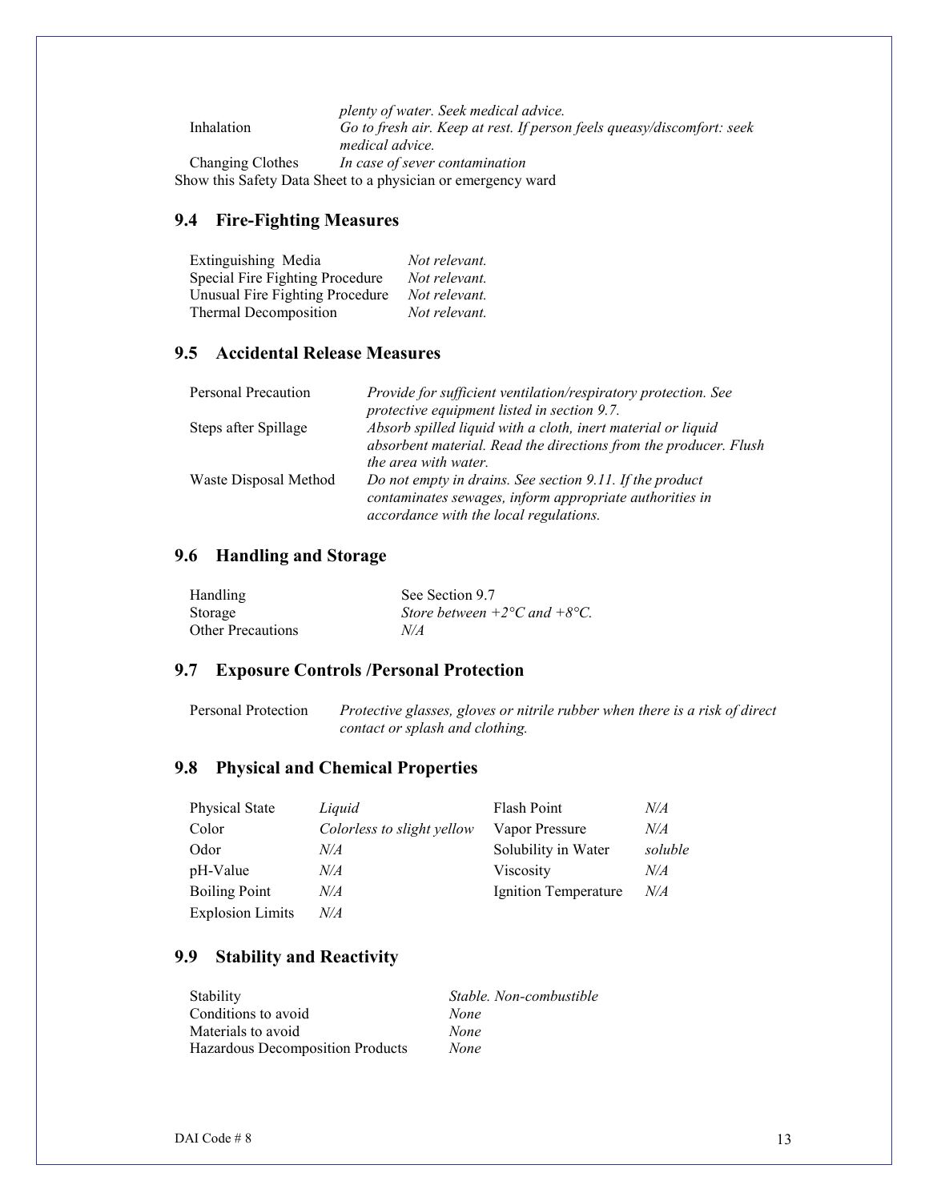| | |
|---|---|
| | *plenty of water. Seek medical advice.* |
| Inhalation | *Go to fresh air. Keep at rest. If person feels queasy/discomfort: seek medical advice.* |
| Changing Clothes | *In case of sever contamination* |

Show this Safety Data Sheet to a physician or emergency ward

## 9.4 Fire-Fighting Measures

| | |
|---|---|
| Extinguishing Media | *Not relevant.* |
| Special Fire Fighting Procedure | *Not relevant.* |
| Unusual Fire Fighting Procedure | *Not relevant.* |
| Thermal Decomposition | *Not relevant.* |

## 9.5 Accidental Release Measures

| | |
|---|---|
| Personal Precaution | *Provide for sufficient ventilation/respiratory protection. See protective equipment listed in section 9.7.* |
| Steps after Spillage | *Absorb spilled liquid with a cloth, inert material or liquid absorbent material. Read the directions from the producer. Flush the area with water.* |
| Waste Disposal Method | *Do not empty in drains. See section 9.11. If the product contaminates sewages, inform appropriate authorities in accordance with the local regulations.* |

## 9.6 Handling and Storage

| | |
|---|---|
| Handling | See Section 9.7 |
| Storage | *Store between +2°C and +8°C.* |
| Other Precautions | *N/A* |

## 9.7 Exposure Controls /Personal Protection

| | |
|---|---|
| Personal Protection | *Protective glasses, gloves or nitrile rubber when there is a risk of direct contact or splash and clothing.* |

## 9.8 Physical and Chemical Properties

| | | | |
|---|---|---|---|
| Physical State | *Liquid* | Flash Point | *N/A* |
| Color | *Colorless to slight yellow* | Vapor Pressure | *N/A* |
| Odor | *N/A* | Solubility in Water | *soluble* |
| pH-Value | *N/A* | Viscosity | *N/A* |
| Boiling Point | *N/A* | Ignition Temperature | *N/A* |
| Explosion Limits | *N/A* | | |

## 9.9 Stability and Reactivity

| | |
|---|---|
| Stability | *Stable. Non-combustible* |
| Conditions to avoid | *None* |
| Materials to avoid | *None* |
| Hazardous Decomposition Products | *None* |

DAI Code # 8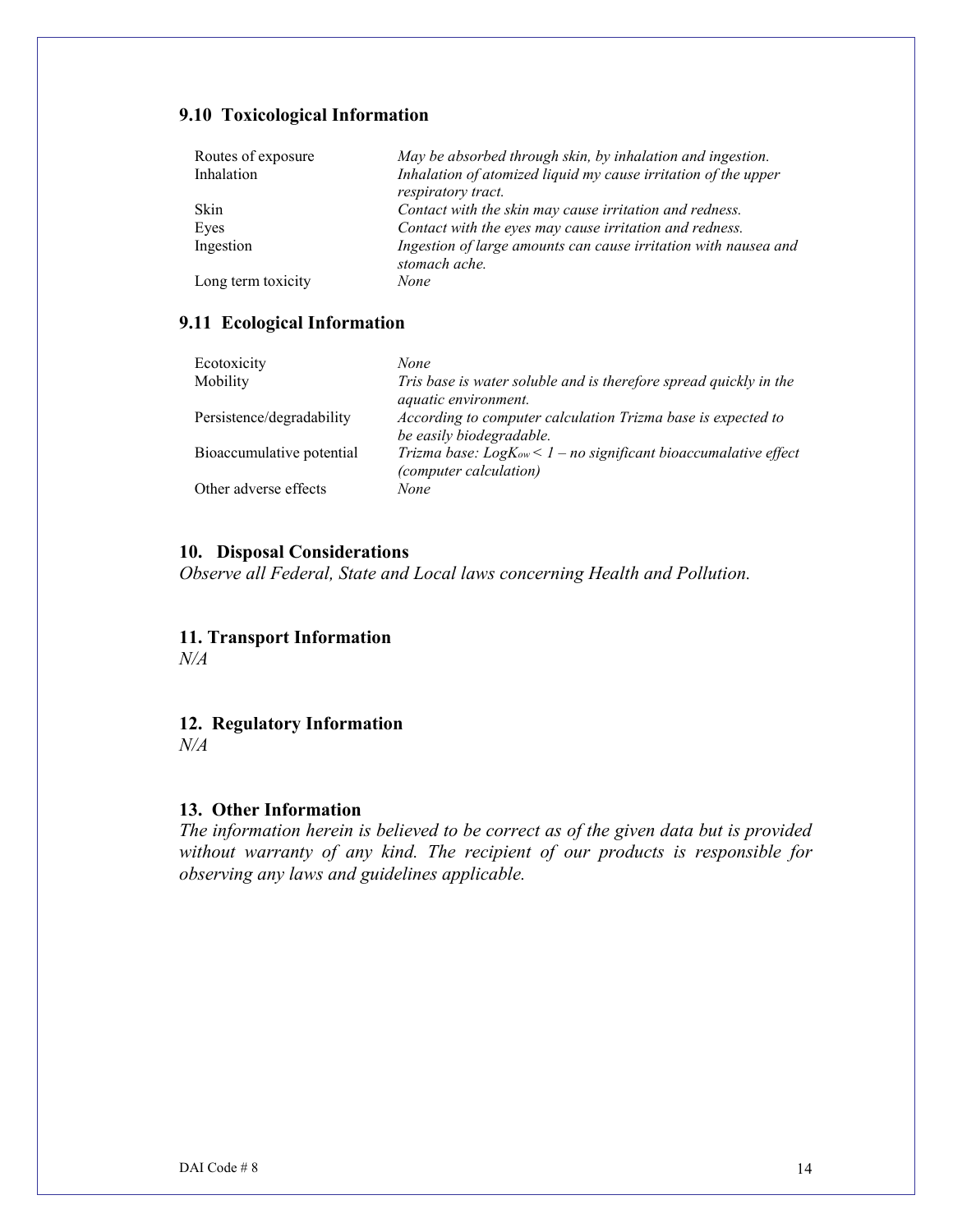### 9.10 Toxicological Information

| | |
|---|---|
| Routes of exposure | *May be absorbed through skin, by inhalation and ingestion.* |
| Inhalation | *Inhalation of atomized liquid my cause irritation of the upper respiratory tract.* |
| Skin | *Contact with the skin may cause irritation and redness.* |
| Eyes | *Contact with the eyes may cause irritation and redness.* |
| Ingestion | *Ingestion of large amounts can cause irritation with nausea and stomach ache.* |
| Long term toxicity | *None* |

### 9.11 Ecological Information

| | |
|---|---|
| Ecotoxicity | *None* |
| Mobility | *Tris base is water soluble and is therefore spread quickly in the aquatic environment.* |
| Persistence/degradability | *According to computer calculation Trizma base is expected to be easily biodegradable.* |
| Bioaccumulative potential | *Trizma base: $LogK_{ow} < 1$ – no significant bioaccumalative effect (computer calculation)* |
| Other adverse effects | *None* |

## 10. Disposal Considerations

*Observe all Federal, State and Local laws concerning Health and Pollution.*

## 11. Transport Information

*N/A*

## 12. Regulatory Information

*N/A*

## 13. Other Information

*The information herein is believed to be correct as of the given data but is provided without warranty of any kind. The recipient of our products is responsible for observing any laws and guidelines applicable.*

DAI Code # 8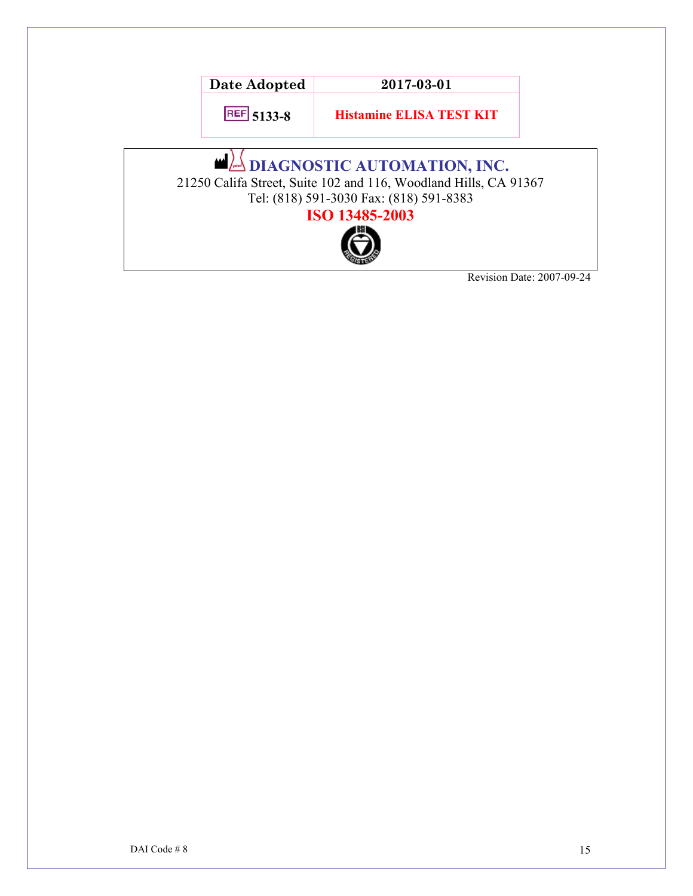| Date Adopted | 2017-03-01 |
| --- | --- |
| REF 5133-8 | **Histamine ELISA TEST KIT** |

**DIAGNOSTIC AUTOMATION, INC.**

21250 Califa Street, Suite 102 and 116, Woodland Hills, CA 91367

Tel: (818) 591-3030 Fax: (818) 591-8383

**ISO 13485-2003**

Revision Date: 2007-09-24

DAI Code # 8